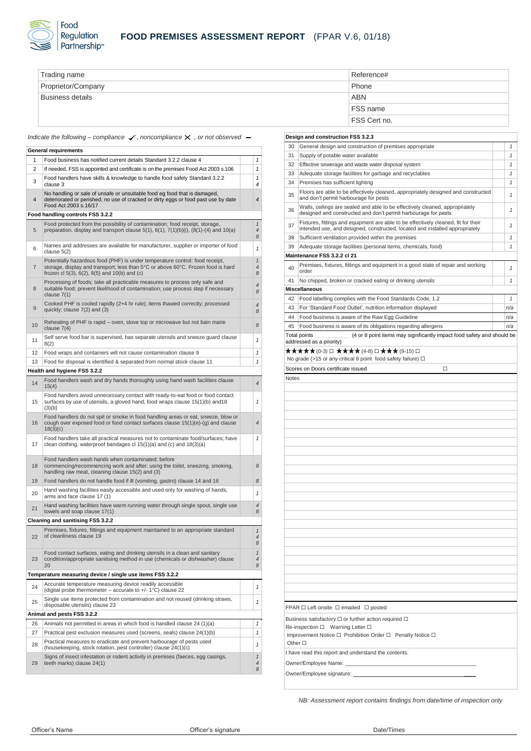Food Regulation Partnership™

# FOOD PREMISES ASSESSMENT REPORT (FPAR V.6, 01/18)

| Trading name | Reference# |
| --- | --- |
| Proprietor/Company | Phone |
| Business details | ABN |
| | FSS name |
| | FSS Cert no. |

*Indicate the following – compliance ✓, noncompliance ✕, or not observed –*

| | General requirements | | |
| --- | --- | --- | --- |
| 1 | Food business has notified current details Standard 3.2.2 clause 4 | | 1 |
| 2 | If needed, FSS is appointed and certificate is on the premises Food Act 2003 s.106 | | 1 |
| 3 | Food handlers have skills & knowledge to handle food safely Standard 3.2.2 clause 3 | | 1 4 |
| 4 | No handling or sale of unsafe or unsuitable food eg food that is damaged, deteriorated or perished; no use of cracked or dirty eggs or food past use by date Food Act 2003 s.16/17 | | 4 |
| | **Food handling controls FSS 3.2.2** | | |
| 5 | Food protected from the possibility of contamination; food receipt, storage, preparation, display and transport clause 5(1), 6(1), 7(1)(b)(i), (8(1)-(4) and 10(a) | | 1 4 8 |
| 6 | Names and addresses are available for manufacturer, supplier or importer of food clause 5(2) | | 1 |
| 7 | Potentially hazardous food (PHF) is under temperature control: food receipt, storage, display and transport; less than 5°C or above 60°C. Frozen food is hard frozen cl 5(3), 6(2), 8(5) and 10(b) and (c) | | 1 4 8 |
| 8 | Processing of foods; take all practicable measures to process only safe and suitable food; prevent likelihood of contamination; use process step if necessary clause 7(1) | | 4 8 |
| 9 | Cooked PHF is cooled rapidly (2+4 hr rule); items thawed correctly; processed quickly; clause 7(2) and (3) | | 4 8 |
| 10 | Reheating of PHF is rapid – oven, stove top or microwave but not bain marie clause 7(4) | | 8 |
| 11 | Self serve food bar is supervised, has separate utensils and sneeze guard clause 8(2) | | 1 |
| 12 | Food wraps and containers will not cause contamination clause 9 | | 1 |
| 13 | Food for disposal is identified & separated from normal stock clause 11 | | 1 |
| | **Health and hygiene FSS 3.2.2** | | |
| 14 | Food handlers wash and dry hands thoroughly using hand wash facilities clause 15(4) | | 4 |
| 15 | Food handlers avoid unnecessary contact with ready-to-eat food or food contact surfaces by use of utensils, a gloved hand, food wraps clause 15(1)(b) and18 (3)(b) | | 1 |
| 16 | Food handlers do not spit or smoke in food handling areas or eat, sneeze, blow or cough over exposed food or food contact surfaces clause 15(1)(e)-(g) and clause 18(3)(c) | | 4 |
| 17 | Food handlers take all practical measures not to contaminate food/surfaces; have clean clothing, waterproof bandages cl 15(1)(a) and (c) and 18(3)(a) | | 1 |
| 18 | Food handlers wash hands when contaminated; before commencing/recommencing work and after: using the toilet, sneezing, smoking, handling raw meat, cleaning clause 15(2) and (3) | | 8 |
| 19 | Food handlers do not handle food if ill (vomiting, gastro) clause 14 and 16 | | 8 |
| 20 | Hand washing facilities easily accessible and used only for washing of hands, arms and face clause 17 (1) | | 1 |
| 21 | Hand washing facilities have warm running water through single spout, single use towels and soap clause 17(1) | | 4 8 |
| | **Cleaning and sanitising FSS 3.2.2** | | |
| 22 | Premises, fixtures, fittings and equipment maintained to an appropriate standard of cleanliness clause 19 | | 1 4 8 |
| 23 | Food contact surfaces, eating and drinking utensils in a clean and sanitary condition/appropriate sanitising method in use (chemicals or dishwasher) clause 20 | | 1 4 8 |
| | **Temperature measuring device / single use items FSS 3.2.2** | | |
| 24 | Accurate temperature measuring device readily accessible (digital probe thermometer – accurate to +/- 1°C) clause 22 | | 1 |
| 25 | Single use items protected from contamination and not reused (drinking straws, disposable utensils) clause 23 | | 1 |
| | **Animal and pests FSS 3.2.2** | | |
| 26 | Animals not permitted in areas in which food is handled clause 24 (1)(a) | | 1 |
| 27 | Practical pest exclusion measures used (screens, seals) clause 24(1)(b) | | 1 |
| 28 | Practical measures to eradicate and prevent harbourage of pests used (housekeeping, stock rotation, pest controller) clause 24(1)(c) | | 1 |
| 29 | Signs of insect infestation or rodent activity in premises (faeces, egg casings, teeth marks) clause 24(1) | | 1 4 8 |

| | Design and construction FSS 3.2.3 | | |
| --- | --- | --- | --- |
| 30 | General design and construction of premises appropriate | | 1 |
| 31 | Supply of potable water available | | 1 |
| 32 | Effective sewerage and waste water disposal system | | 1 |
| 33 | Adequate storage facilities for garbage and recyclables | | 1 |
| 34 | Premises has sufficient lighting | | 1 |
| 35 | Floors are able to be effectively cleaned, appropriately designed and constructed and don't permit harbourage for pests | | 1 |
| 36 | Walls, ceilings are sealed and able to be effectively cleaned, appropriately designed and constructed and don't permit harbourage for pests | | 1 |
| 37 | Fixtures, fittings and equipment are able to be effectively cleaned, fit for their intended use, and designed, constructed, located and installed appropriately | | 1 |
| 38 | Sufficient ventilation provided within the premises | | 1 |
| 39 | Adequate storage facilities (personal items, chemicals, food) | | 1 |
| | **Maintenance FSS 3.2.2 cl 21** | | |
| 40 | Premises, fixtures, fittings and equipment in a good state of repair and working order | | 1 |
| 41 | No chipped, broken or cracked eating or drinking utensils | | 1 |
| | **Miscellaneous** | | |
| 42 | Food labelling complies with the Food Standards Code, 1.2 | | 1 |
| 43 | For 'Standard Food Outlet', nutrition information displayed | | n/a |
| 44 | Food business is aware of the Raw Egg Guideline | | n/a |
| 45 | Food business is aware of its obligations regarding allergens | | n/a |

Total points ______ (4 or 8 point items may significantly impact food safety and should be addressed as a priority)

★★★★★ (0-3) ☐ ★★★★ (4-8) ☐ ★★★ (9-15) ☐

No grade (>15 or any critical 8 point food safety failure) ☐

Scores on Doors certificate issued ☐

Notes

FPAR ☐ Left onsite ☐ emailed ☐ posted

Business satisfactory ☐ or further action required ☐

Re-inspection ☐ Warning Letter ☐

Improvement Notice ☐ Prohibition Order ☐ Penalty Notice ☐

Other ☐

I have read this report and understand the contents.

Owner/Employee Name: ______________________________

Owner/Employee signature: ______________________________

*NB: Assessment report contains findings from date/time of inspection only*

Officer's Name | Officer's signature | Date/Times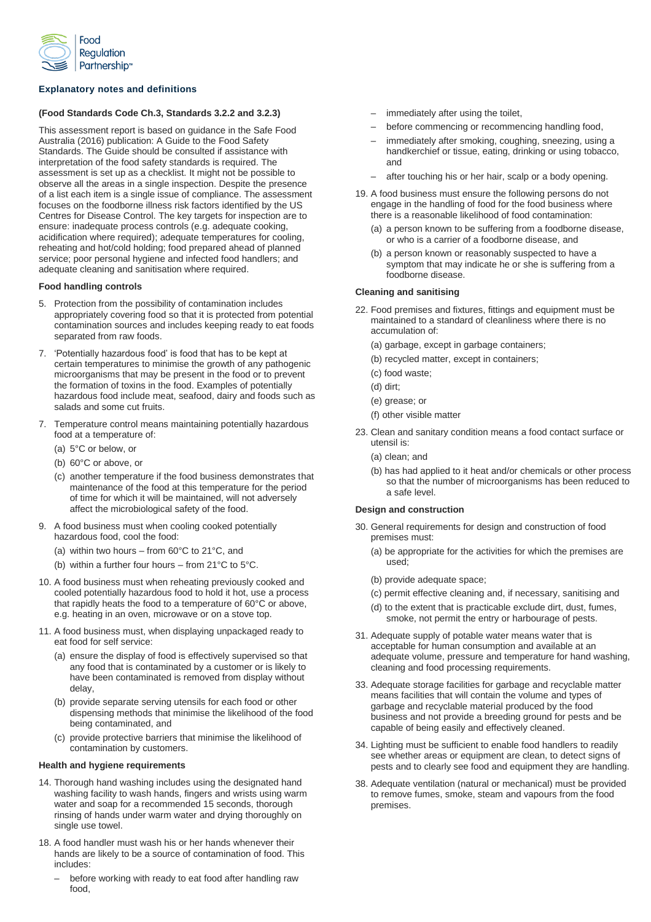Food Regulation Partnership™

## Explanatory notes and definitions

### (Food Standards Code Ch.3, Standards 3.2.2 and 3.2.3)

This assessment report is based on guidance in the Safe Food Australia (2016) publication: A Guide to the Food Safety Standards. The Guide should be consulted if assistance with interpretation of the food safety standards is required. The assessment is set up as a checklist. It might not be possible to observe all the areas in a single inspection. Despite the presence of a list each item is a single issue of compliance. The assessment focuses on the foodborne illness risk factors identified by the US Centres for Disease Control. The key targets for inspection are to ensure: inadequate process controls (e.g. adequate cooking, acidification where required); adequate temperatures for cooling, reheating and hot/cold holding; food prepared ahead of planned service; poor personal hygiene and infected food handlers; and adequate cleaning and sanitisation where required.

### Food handling controls

5. Protection from the possibility of contamination includes appropriately covering food so that it is protected from potential contamination sources and includes keeping ready to eat foods separated from raw foods.

7. 'Potentially hazardous food' is food that has to be kept at certain temperatures to minimise the growth of any pathogenic microorganisms that may be present in the food or to prevent the formation of toxins in the food. Examples of potentially hazardous food include meat, seafood, dairy and foods such as salads and some cut fruits.

7. Temperature control means maintaining potentially hazardous food at a temperature of:
   - (a) 5°C or below, or
   - (b) 60°C or above, or
   - (c) another temperature if the food business demonstrates that maintenance of the food at this temperature for the period of time for which it will be maintained, will not adversely affect the microbiological safety of the food.

9. A food business must when cooling cooked potentially hazardous food, cool the food:
   - (a) within two hours – from 60°C to 21°C, and
   - (b) within a further four hours – from 21°C to 5°C.

10. A food business must when reheating previously cooked and cooled potentially hazardous food to hold it hot, use a process that rapidly heats the food to a temperature of 60°C or above, e.g. heating in an oven, microwave or on a stove top.

11. A food business must, when displaying unpackaged ready to eat food for self service:
   - (a) ensure the display of food is effectively supervised so that any food that is contaminated by a customer or is likely to have been contaminated is removed from display without delay,
   - (b) provide separate serving utensils for each food or other dispensing methods that minimise the likelihood of the food being contaminated, and
   - (c) provide protective barriers that minimise the likelihood of contamination by customers.

### Health and hygiene requirements

14. Thorough hand washing includes using the designated hand washing facility to wash hands, fingers and wrists using warm water and soap for a recommended 15 seconds, thorough rinsing of hands under warm water and drying thoroughly on single use towel.

18. A food handler must wash his or her hands whenever their hands are likely to be a source of contamination of food. This includes:
   - before working with ready to eat food after handling raw food,
   - immediately after using the toilet,
   - before commencing or recommencing handling food,
   - immediately after smoking, coughing, sneezing, using a handkerchief or tissue, eating, drinking or using tobacco, and
   - after touching his or her hair, scalp or a body opening.

19. A food business must ensure the following persons do not engage in the handling of food for the food business where there is a reasonable likelihood of food contamination:
   - (a) a person known to be suffering from a foodborne disease, or who is a carrier of a foodborne disease, and
   - (b) a person known or reasonably suspected to have a symptom that may indicate he or she is suffering from a foodborne disease.

### Cleaning and sanitising

22. Food premises and fixtures, fittings and equipment must be maintained to a standard of cleanliness where there is no accumulation of:
   - (a) garbage, except in garbage containers;
   - (b) recycled matter, except in containers;
   - (c) food waste;
   - (d) dirt;
   - (e) grease; or
   - (f) other visible matter

23. Clean and sanitary condition means a food contact surface or utensil is:
   - (a) clean; and
   - (b) has had applied to it heat and/or chemicals or other process so that the number of microorganisms has been reduced to a safe level.

### Design and construction

30. General requirements for design and construction of food premises must:
   - (a) be appropriate for the activities for which the premises are used;
   - (b) provide adequate space;
   - (c) permit effective cleaning and, if necessary, sanitising and
   - (d) to the extent that is practicable exclude dirt, dust, fumes, smoke, not permit the entry or harbourage of pests.

31. Adequate supply of potable water means water that is acceptable for human consumption and available at an adequate volume, pressure and temperature for hand washing, cleaning and food processing requirements.

33. Adequate storage facilities for garbage and recyclable matter means facilities that will contain the volume and types of garbage and recyclable material produced by the food business and not provide a breeding ground for pests and be capable of being easily and effectively cleaned.

34. Lighting must be sufficient to enable food handlers to readily see whether areas or equipment are clean, to detect signs of pests and to clearly see food and equipment they are handling.

38. Adequate ventilation (natural or mechanical) must be provided to remove fumes, smoke, steam and vapours from the food premises.